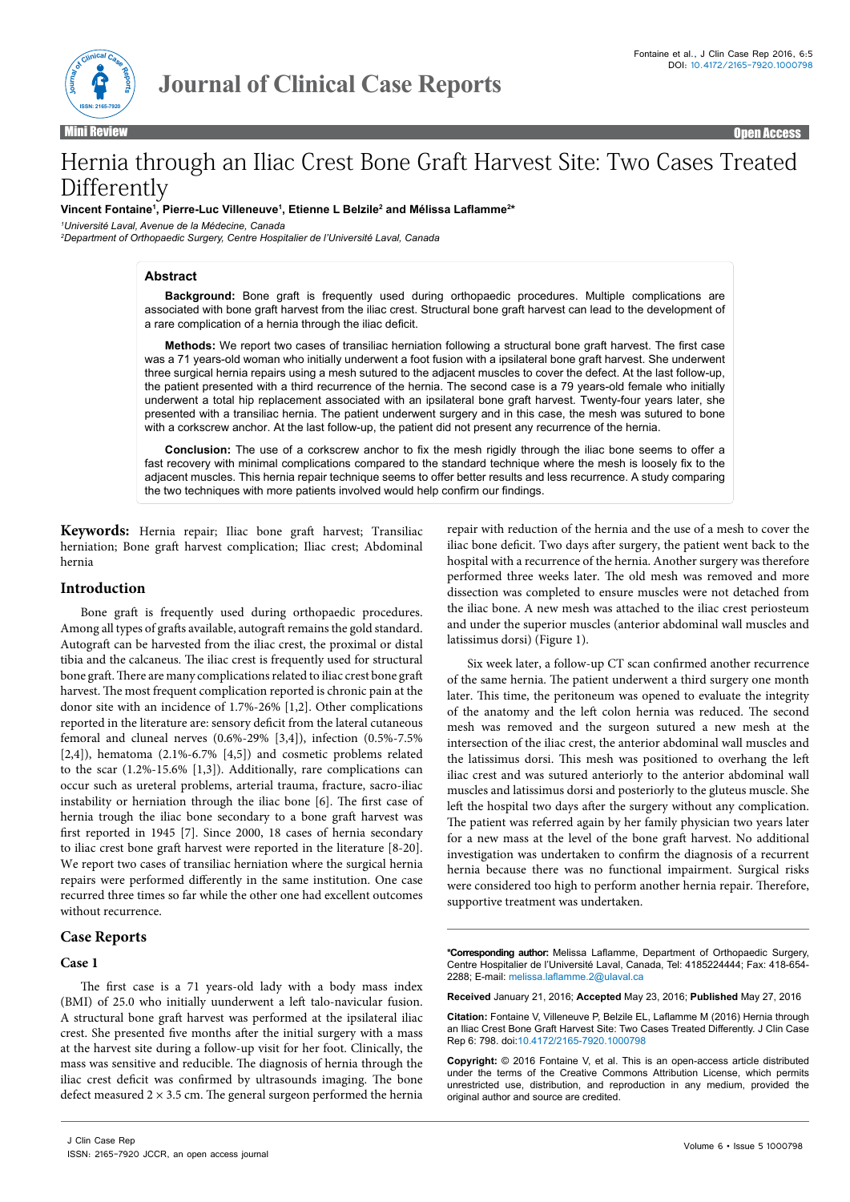Mini Review — Open Access

# Hernia through an Iliac Crest Bone Graft Harvest Site: Two Cases Treated Differently

**Vincent Fontaine[1], Pierre-Luc Villeneuve[1], Etienne L Belzile[2] and Mélissa Laflamme[2]***

*[1]Université Laval, Avenue de la Médecine, Canada*
*[2]Department of Orthopaedic Surgery, Centre Hospitalier de l'Université Laval, Canada*

## Abstract

**Background:** Bone graft is frequently used during orthopaedic procedures. Multiple complications are associated with bone graft harvest from the iliac crest. Structural bone graft harvest can lead to the development of a rare complication of a hernia through the iliac deficit.

**Methods:** We report two cases of transiliac herniation following a structural bone graft harvest. The first case was a 71 years-old woman who initially underwent a foot fusion with a ipsilateral bone graft harvest. She underwent three surgical hernia repairs using a mesh sutured to the adjacent muscles to cover the defect. At the last follow-up, the patient presented with a third recurrence of the hernia. The second case is a 79 years-old female who initially underwent a total hip replacement associated with an ipsilateral bone graft harvest. Twenty-four years later, she presented with a transiliac hernia. The patient underwent surgery and in this case, the mesh was sutured to bone with a corkscrew anchor. At the last follow-up, the patient did not present any recurrence of the hernia.

**Conclusion:** The use of a corkscrew anchor to fix the mesh rigidly through the iliac bone seems to offer a fast recovery with minimal complications compared to the standard technique where the mesh is loosely fix to the adjacent muscles. This hernia repair technique seems to offer better results and less recurrence. A study comparing the two techniques with more patients involved would help confirm our findings.

**Keywords:** Hernia repair; Iliac bone graft harvest; Transiliac herniation; Bone graft harvest complication; Iliac crest; Abdominal hernia

## Introduction

Bone graft is frequently used during orthopaedic procedures. Among all types of grafts available, autograft remains the gold standard. Autograft can be harvested from the iliac crest, the proximal or distal tibia and the calcaneus. The iliac crest is frequently used for structural bone graft. There are many complications related to iliac crest bone graft harvest. The most frequent complication reported is chronic pain at the donor site with an incidence of 1.7%-26% [1,2]. Other complications reported in the literature are: sensory deficit from the lateral cutaneous femoral and cluneal nerves (0.6%-29% [3,4]), infection (0.5%-7.5% [2,4]), hematoma (2.1%-6.7% [4,5]) and cosmetic problems related to the scar (1.2%-15.6% [1,3]). Additionally, rare complications can occur such as ureteral problems, arterial trauma, fracture, sacro-iliac instability or herniation through the iliac bone [6]. The first case of hernia trough the iliac bone secondary to a bone graft harvest was first reported in 1945 [7]. Since 2000, 18 cases of hernia secondary to iliac crest bone graft harvest were reported in the literature [8-20]. We report two cases of transiliac herniation where the surgical hernia repairs were performed differently in the same institution. One case recurred three times so far while the other one had excellent outcomes without recurrence.

## Case Reports

### Case 1

The first case is a 71 years-old lady with a body mass index (BMI) of 25.0 who initially uunderwent a left talo-navicular fusion. A structural bone graft harvest was performed at the ipsilateral iliac crest. She presented five months after the initial surgery with a mass at the harvest site during a follow-up visit for her foot. Clinically, the mass was sensitive and reducible. The diagnosis of hernia through the iliac crest deficit was confirmed by ultrasounds imaging. The bone defect measured 2 × 3.5 cm. The general surgeon performed the hernia repair with reduction of the hernia and the use of a mesh to cover the iliac bone deficit. Two days after surgery, the patient went back to the hospital with a recurrence of the hernia. Another surgery was therefore performed three weeks later. The old mesh was removed and more dissection was completed to ensure muscles were not detached from the iliac bone. A new mesh was attached to the iliac crest periosteum and under the superior muscles (anterior abdominal wall muscles and latissimus dorsi) (Figure 1).

Six week later, a follow-up CT scan confirmed another recurrence of the same hernia. The patient underwent a third surgery one month later. This time, the peritoneum was opened to evaluate the integrity of the anatomy and the left colon hernia was reduced. The second mesh was removed and the surgeon sutured a new mesh at the intersection of the iliac crest, the anterior abdominal wall muscles and the latissimus dorsi. This mesh was positioned to overhang the left iliac crest and was sutured anteriorly to the anterior abdominal wall muscles and latissimus dorsi and posteriorly to the gluteus muscle. She left the hospital two days after the surgery without any complication. The patient was referred again by her family physician two years later for a new mass at the level of the bone graft harvest. No additional investigation was undertaken to confirm the diagnosis of a recurrent hernia because there was no functional impairment. Surgical risks were considered too high to perform another hernia repair. Therefore, supportive treatment was undertaken.

---

***Corresponding author:** Melissa Laflamme, Department of Orthopaedic Surgery, Centre Hospitalier de l'Université Laval, Canada, Tel: 4185224444; Fax: 418-654-2288; E-mail: melissa.laflamme.2@ulaval.ca

**Received** January 21, 2016; **Accepted** May 23, 2016; **Published** May 27, 2016

**Citation:** Fontaine V, Villeneuve P, Belzile EL, Laflamme M (2016) Hernia through an Iliac Crest Bone Graft Harvest Site: Two Cases Treated Differently. J Clin Case Rep 6: 798. doi:10.4172/2165-7920.1000798

**Copyright:** © 2016 Fontaine V, et al. This is an open-access article distributed under the terms of the Creative Commons Attribution License, which permits unrestricted use, distribution, and reproduction in any medium, provided the original author and source are credited.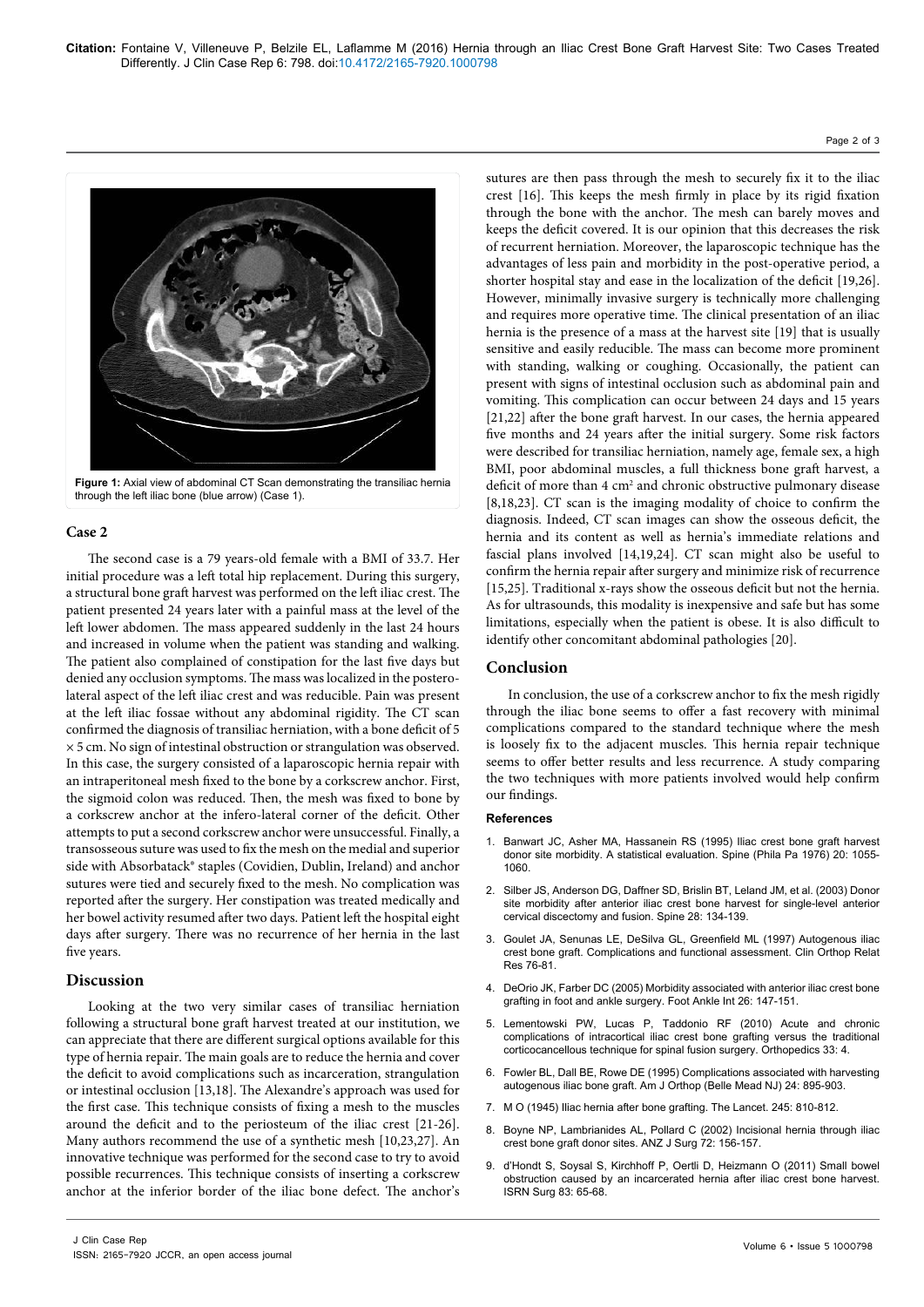Figure 1: Axial view of abdominal CT Scan demonstrating the transiliac hernia through the left iliac bone (blue arrow) (Case 1).

## Case 2

The second case is a 79 years-old female with a BMI of 33.7. Her initial procedure was a left total hip replacement. During this surgery, a structural bone graft harvest was performed on the left iliac crest. The patient presented 24 years later with a painful mass at the level of the left lower abdomen. The mass appeared suddenly in the last 24 hours and increased in volume when the patient was standing and walking. The patient also complained of constipation for the last five days but denied any occlusion symptoms. The mass was localized in the postero-lateral aspect of the left iliac crest and was reducible. Pain was present at the left iliac fossae without any abdominal rigidity. The CT scan confirmed the diagnosis of transiliac herniation, with a bone deficit of 5 × 5 cm. No sign of intestinal obstruction or strangulation was observed. In this case, the surgery consisted of a laparoscopic hernia repair with an intraperitoneal mesh fixed to the bone by a corkscrew anchor. First, the sigmoid colon was reduced. Then, the mesh was fixed to bone by a corkscrew anchor at the infero-lateral corner of the deficit. Other attempts to put a second corkscrew anchor were unsuccessful. Finally, a transosseous suture was used to fix the mesh on the medial and superior side with Absorbatack® staples (Covidien, Dublin, Ireland) and anchor sutures were tied and securely fixed to the mesh. No complication was reported after the surgery. Her constipation was treated medically and her bowel activity resumed after two days. Patient left the hospital eight days after surgery. There was no recurrence of her hernia in the last five years.

## Discussion

Looking at the two very similar cases of transiliac herniation following a structural bone graft harvest treated at our institution, we can appreciate that there are different surgical options available for this type of hernia repair. The main goals are to reduce the hernia and cover the deficit to avoid complications such as incarceration, strangulation or intestinal occlusion [13,18]. The Alexandre's approach was used for the first case. This technique consists of fixing a mesh to the muscles around the deficit and to the periosteum of the iliac crest [21-26]. Many authors recommend the use of a synthetic mesh [10,23,27]. An innovative technique was performed for the second case to try to avoid possible recurrences. This technique consists of inserting a corkscrew anchor at the inferior border of the iliac bone defect. The anchor's sutures are then pass through the mesh to securely fix it to the iliac crest [16]. This keeps the mesh firmly in place by its rigid fixation through the bone with the anchor. The mesh can barely moves and keeps the deficit covered. It is our opinion that this decreases the risk of recurrent herniation. Moreover, the laparoscopic technique has the advantages of less pain and morbidity in the post-operative period, a shorter hospital stay and ease in the localization of the deficit [19,26]. However, minimally invasive surgery is technically more challenging and requires more operative time. The clinical presentation of an iliac hernia is the presence of a mass at the harvest site [19] that is usually sensitive and easily reducible. The mass can become more prominent with standing, walking or coughing. Occasionally, the patient can present with signs of intestinal occlusion such as abdominal pain and vomiting. This complication can occur between 24 days and 15 years [21,22] after the bone graft harvest. In our cases, the hernia appeared five months and 24 years after the initial surgery. Some risk factors were described for transiliac herniation, namely age, female sex, a high BMI, poor abdominal muscles, a full thickness bone graft harvest, a deficit of more than 4 cm² and chronic obstructive pulmonary disease [8,18,23]. CT scan is the imaging modality of choice to confirm the diagnosis. Indeed, CT scan images can show the osseous deficit, the hernia and its content as well as hernia's immediate relations and fascial plans involved [14,19,24]. CT scan might also be useful to confirm the hernia repair after surgery and minimize risk of recurrence [15,25]. Traditional x-rays show the osseous deficit but not the hernia. As for ultrasounds, this modality is inexpensive and safe but has some limitations, especially when the patient is obese. It is also difficult to identify other concomitant abdominal pathologies [20].

## Conclusion

In conclusion, the use of a corkscrew anchor to fix the mesh rigidly through the iliac bone seems to offer a fast recovery with minimal complications compared to the standard technique where the mesh is loosely fix to the adjacent muscles. This hernia repair technique seems to offer better results and less recurrence. A study comparing the two techniques with more patients involved would help confirm our findings.

### References

1. Banwart JC, Asher MA, Hassanein RS (1995) Iliac crest bone graft harvest donor site morbidity. A statistical evaluation. Spine (Phila Pa 1976) 20: 1055-1060.
2. Silber JS, Anderson DG, Daffner SD, Brislin BT, Leland JM, et al. (2003) Donor site morbidity after anterior iliac crest bone harvest for single-level anterior cervical discectomy and fusion. Spine 28: 134-139.
3. Goulet JA, Senunas LE, DeSilva GL, Greenfield ML (1997) Autogenous iliac crest bone graft. Complications and functional assessment. Clin Orthop Relat Res 76-81.
4. DeOrio JK, Farber DC (2005) Morbidity associated with anterior iliac crest bone grafting in foot and ankle surgery. Foot Ankle Int 26: 147-151.
5. Lementowski PW, Lucas P, Taddonio RF (2010) Acute and chronic complications of intracortical iliac crest bone grafting versus the traditional corticocancellous technique for spinal fusion surgery. Orthopedics 33: 4.
6. Fowler BL, Dall BE, Rowe DE (1995) Complications associated with harvesting autogenous iliac bone graft. Am J Orthop (Belle Mead NJ) 24: 895-903.
7. M O (1945) Iliac hernia after bone grafting. The Lancet. 245: 810-812.
8. Boyne NP, Lambrianides AL, Pollard C (2002) Incisional hernia through iliac crest bone graft donor sites. ANZ J Surg 72: 156-157.
9. d'Hondt S, Soysal S, Kirchhoff P, Oertli D, Heizmann O (2011) Small bowel obstruction caused by an incarcerated hernia after iliac crest bone harvest. ISRN Surg 83: 65-68.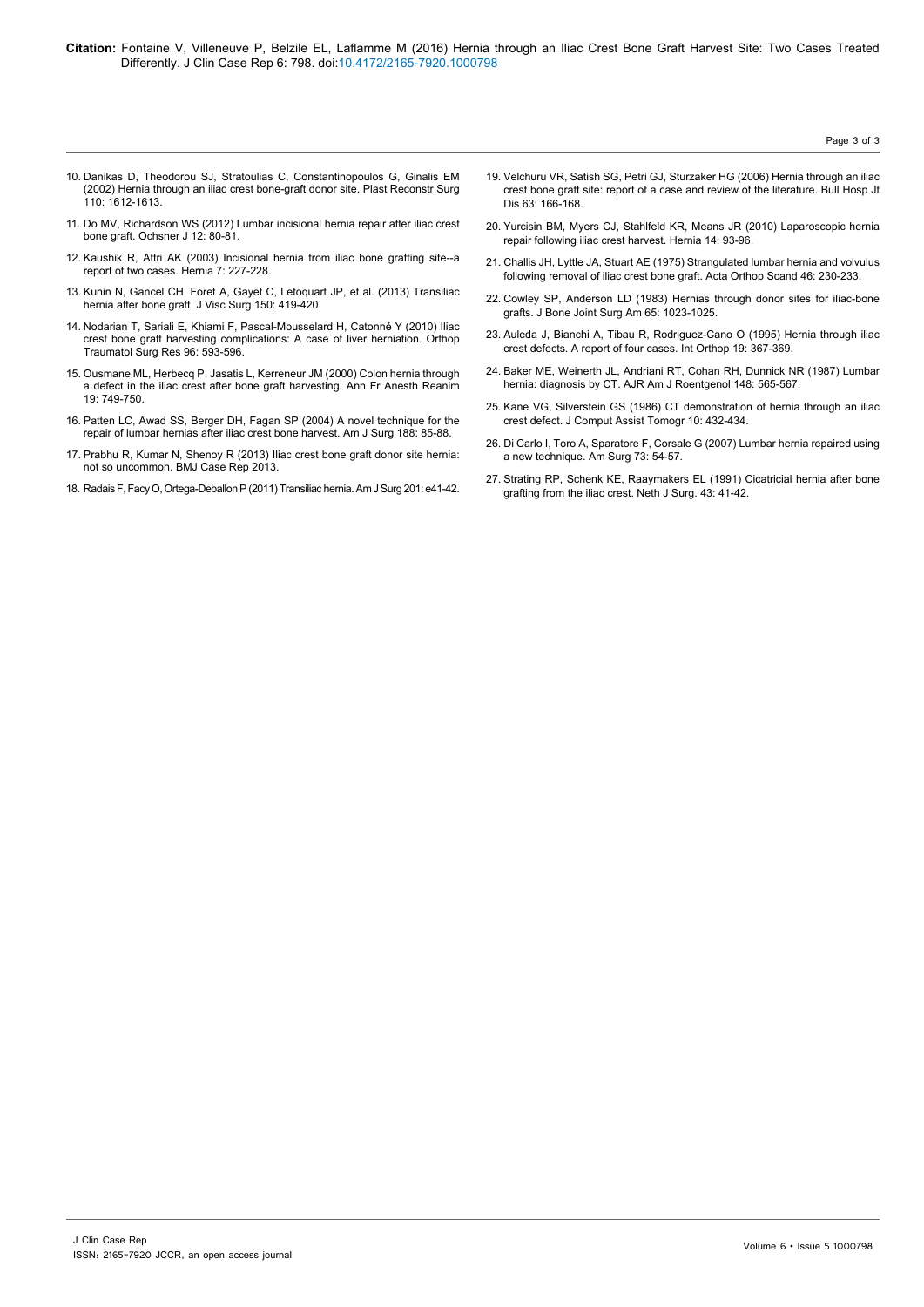10. Danikas D, Theodorou SJ, Stratoulias C, Constantinopoulos G, Ginalis EM (2002) Hernia through an iliac crest bone-graft donor site. Plast Reconstr Surg 110: 1612-1613.

11. Do MV, Richardson WS (2012) Lumbar incisional hernia repair after iliac crest bone graft. Ochsner J 12: 80-81.

12. Kaushik R, Attri AK (2003) Incisional hernia from iliac bone grafting site--a report of two cases. Hernia 7: 227-228.

13. Kunin N, Gancel CH, Foret A, Gayet C, Letoquart JP, et al. (2013) Transiliac hernia after bone graft. J Visc Surg 150: 419-420.

14. Nodarian T, Sariali E, Khiami F, Pascal-Mousselard H, Catonné Y (2010) Iliac crest bone graft harvesting complications: A case of liver herniation. Orthop Traumatol Surg Res 96: 593-596.

15. Ousmane ML, Herbecq P, Jasatis L, Kerreneur JM (2000) Colon hernia through a defect in the iliac crest after bone graft harvesting. Ann Fr Anesth Reanim 19: 749-750.

16. Patten LC, Awad SS, Berger DH, Fagan SP (2004) A novel technique for the repair of lumbar hernias after iliac crest bone harvest. Am J Surg 188: 85-88.

17. Prabhu R, Kumar N, Shenoy R (2013) Iliac crest bone graft donor site hernia: not so uncommon. BMJ Case Rep 2013.

18. Radais F, Facy O, Ortega-Deballon P (2011) Transiliac hernia. Am J Surg 201: e41-42.

19. Velchuru VR, Satish SG, Petri GJ, Sturzaker HG (2006) Hernia through an iliac crest bone graft site: report of a case and review of the literature. Bull Hosp Jt Dis 63: 166-168.

20. Yurcisin BM, Myers CJ, Stahlfeld KR, Means JR (2010) Laparoscopic hernia repair following iliac crest harvest. Hernia 14: 93-96.

21. Challis JH, Lyttle JA, Stuart AE (1975) Strangulated lumbar hernia and volvulus following removal of iliac crest bone graft. Acta Orthop Scand 46: 230-233.

22. Cowley SP, Anderson LD (1983) Hernias through donor sites for iliac-bone grafts. J Bone Joint Surg Am 65: 1023-1025.

23. Auleda J, Bianchi A, Tibau R, Rodriguez-Cano O (1995) Hernia through iliac crest defects. A report of four cases. Int Orthop 19: 367-369.

24. Baker ME, Weinerth JL, Andriani RT, Cohan RH, Dunnick NR (1987) Lumbar hernia: diagnosis by CT. AJR Am J Roentgenol 148: 565-567.

25. Kane VG, Silverstein GS (1986) CT demonstration of hernia through an iliac crest defect. J Comput Assist Tomogr 10: 432-434.

26. Di Carlo I, Toro A, Sparatore F, Corsale G (2007) Lumbar hernia repaired using a new technique. Am Surg 73: 54-57.

27. Strating RP, Schenk KE, Raaymakers EL (1991) Cicatricial hernia after bone grafting from the iliac crest. Neth J Surg. 43: 41-42.